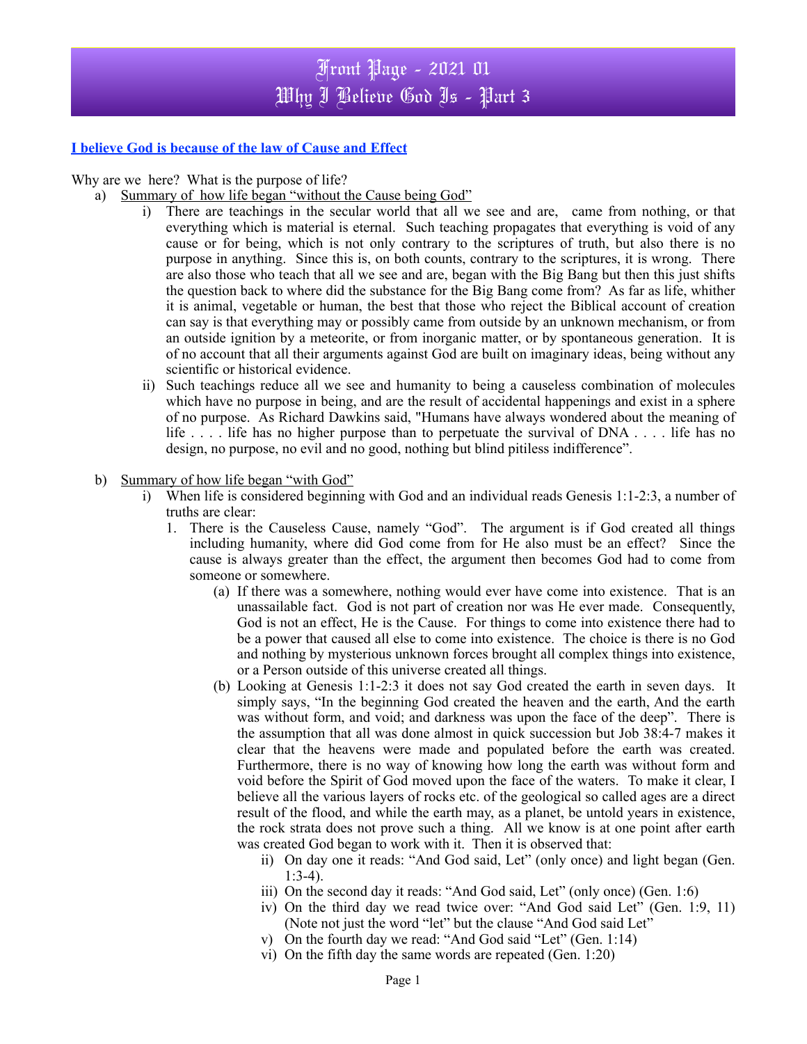# Front Page - 2021 01
# Why I Believe God Is - Part 3

**I believe God is because of the law of Cause and Effect**

Why are we here? What is the purpose of life?

a) Summary of how life began "without the Cause being God"

   i) There are teachings in the secular world that all we see and are, came from nothing, or that everything which is material is eternal. Such teaching propagates that everything is void of any cause or for being, which is not only contrary to the scriptures of truth, but also there is no purpose in anything. Since this is, on both counts, contrary to the scriptures, it is wrong. There are also those who teach that all we see and are, began with the Big Bang but then this just shifts the question back to where did the substance for the Big Bang come from? As far as life, whither it is animal, vegetable or human, the best that those who reject the Biblical account of creation can say is that everything may or possibly came from outside by an unknown mechanism, or from an outside ignition by a meteorite, or from inorganic matter, or by spontaneous generation. It is of no account that all their arguments against God are built on imaginary ideas, being without any scientific or historical evidence.

   ii) Such teachings reduce all we see and humanity to being a causeless combination of molecules which have no purpose in being, and are the result of accidental happenings and exist in a sphere of no purpose. As Richard Dawkins said, "Humans have always wondered about the meaning of life . . . . life has no higher purpose than to perpetuate the survival of DNA . . . . life has no design, no purpose, no evil and no good, nothing but blind pitiless indifference".

b) Summary of how life began "with God"

   i) When life is considered beginning with God and an individual reads Genesis 1:1-2:3, a number of truths are clear:

      1. There is the Causeless Cause, namely "God". The argument is if God created all things including humanity, where did God come from for He also must be an effect? Since the cause is always greater than the effect, the argument then becomes God had to come from someone or somewhere.

         (a) If there was a somewhere, nothing would ever have come into existence. That is an unassailable fact. God is not part of creation nor was He ever made. Consequently, God is not an effect, He is the Cause. For things to come into existence there had to be a power that caused all else to come into existence. The choice is there is no God and nothing by mysterious unknown forces brought all complex things into existence, or a Person outside of this universe created all things.

         (b) Looking at Genesis 1:1-2:3 it does not say God created the earth in seven days. It simply says, "In the beginning God created the heaven and the earth, And the earth was without form, and void; and darkness was upon the face of the deep". There is the assumption that all was done almost in quick succession but Job 38:4-7 makes it clear that the heavens were made and populated before the earth was created. Furthermore, there is no way of knowing how long the earth was without form and void before the Spirit of God moved upon the face of the waters. To make it clear, I believe all the various layers of rocks etc. of the geological so called ages are a direct result of the flood, and while the earth may, as a planet, be untold years in existence, the rock strata does not prove such a thing. All we know is at one point after earth was created God began to work with it. Then it is observed that:

            ii) On day one it reads: "And God said, Let" (only once) and light began (Gen. 1:3-4).

            iii) On the second day it reads: "And God said, Let" (only once) (Gen. 1:6)

            iv) On the third day we read twice over: "And God said Let" (Gen. 1:9, 11) (Note not just the word "let" but the clause "And God said Let"

            v) On the fourth day we read: "And God said "Let" (Gen. 1:14)

            vi) On the fifth day the same words are repeated (Gen. 1:20)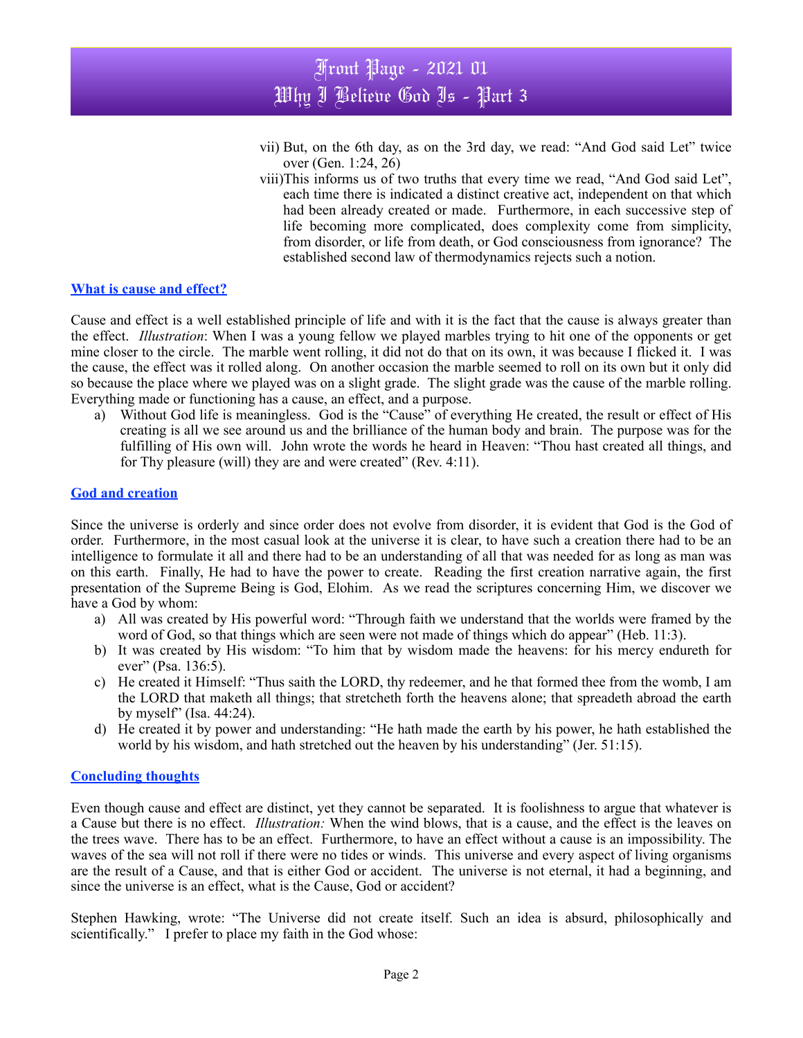vii) But, on the 6th day, as on the 3rd day, we read: "And God said Let" twice over (Gen. 1:24, 26)

viii) This informs us of two truths that every time we read, "And God said Let", each time there is indicated a distinct creative act, independent on that which had been already created or made. Furthermore, in each successive step of life becoming more complicated, does complexity come from simplicity, from disorder, or life from death, or God consciousness from ignorance? The established second law of thermodynamics rejects such a notion.

## What is cause and effect?

Cause and effect is a well established principle of life and with it is the fact that the cause is always greater than the effect. *Illustration*: When I was a young fellow we played marbles trying to hit one of the opponents or get mine closer to the circle. The marble went rolling, it did not do that on its own, it was because I flicked it. I was the cause, the effect was it rolled along. On another occasion the marble seemed to roll on its own but it only did so because the place where we played was on a slight grade. The slight grade was the cause of the marble rolling. Everything made or functioning has a cause, an effect, and a purpose.

a) Without God life is meaningless. God is the "Cause" of everything He created, the result or effect of His creating is all we see around us and the brilliance of the human body and brain. The purpose was for the fulfilling of His own will. John wrote the words he heard in Heaven: "Thou hast created all things, and for Thy pleasure (will) they are and were created" (Rev. 4:11).

## God and creation

Since the universe is orderly and since order does not evolve from disorder, it is evident that God is the God of order. Furthermore, in the most casual look at the universe it is clear, to have such a creation there had to be an intelligence to formulate it all and there had to be an understanding of all that was needed for as long as man was on this earth. Finally, He had to have the power to create. Reading the first creation narrative again, the first presentation of the Supreme Being is God, Elohim. As we read the scriptures concerning Him, we discover we have a God by whom:

a) All was created by His powerful word: "Through faith we understand that the worlds were framed by the word of God, so that things which are seen were not made of things which do appear" (Heb. 11:3).
b) It was created by His wisdom: "To him that by wisdom made the heavens: for his mercy endureth for ever" (Psa. 136:5).
c) He created it Himself: "Thus saith the LORD, thy redeemer, and he that formed thee from the womb, I am the LORD that maketh all things; that stretcheth forth the heavens alone; that spreadeth abroad the earth by myself" (Isa. 44:24).
d) He created it by power and understanding: "He hath made the earth by his power, he hath established the world by his wisdom, and hath stretched out the heaven by his understanding" (Jer. 51:15).

## Concluding thoughts

Even though cause and effect are distinct, yet they cannot be separated. It is foolishness to argue that whatever is a Cause but there is no effect. *Illustration:* When the wind blows, that is a cause, and the effect is the leaves on the trees wave. There has to be an effect. Furthermore, to have an effect without a cause is an impossibility. The waves of the sea will not roll if there were no tides or winds. This universe and every aspect of living organisms are the result of a Cause, and that is either God or accident. The universe is not eternal, it had a beginning, and since the universe is an effect, what is the Cause, God or accident?

Stephen Hawking, wrote: "The Universe did not create itself. Such an idea is absurd, philosophically and scientifically." I prefer to place my faith in the God whose: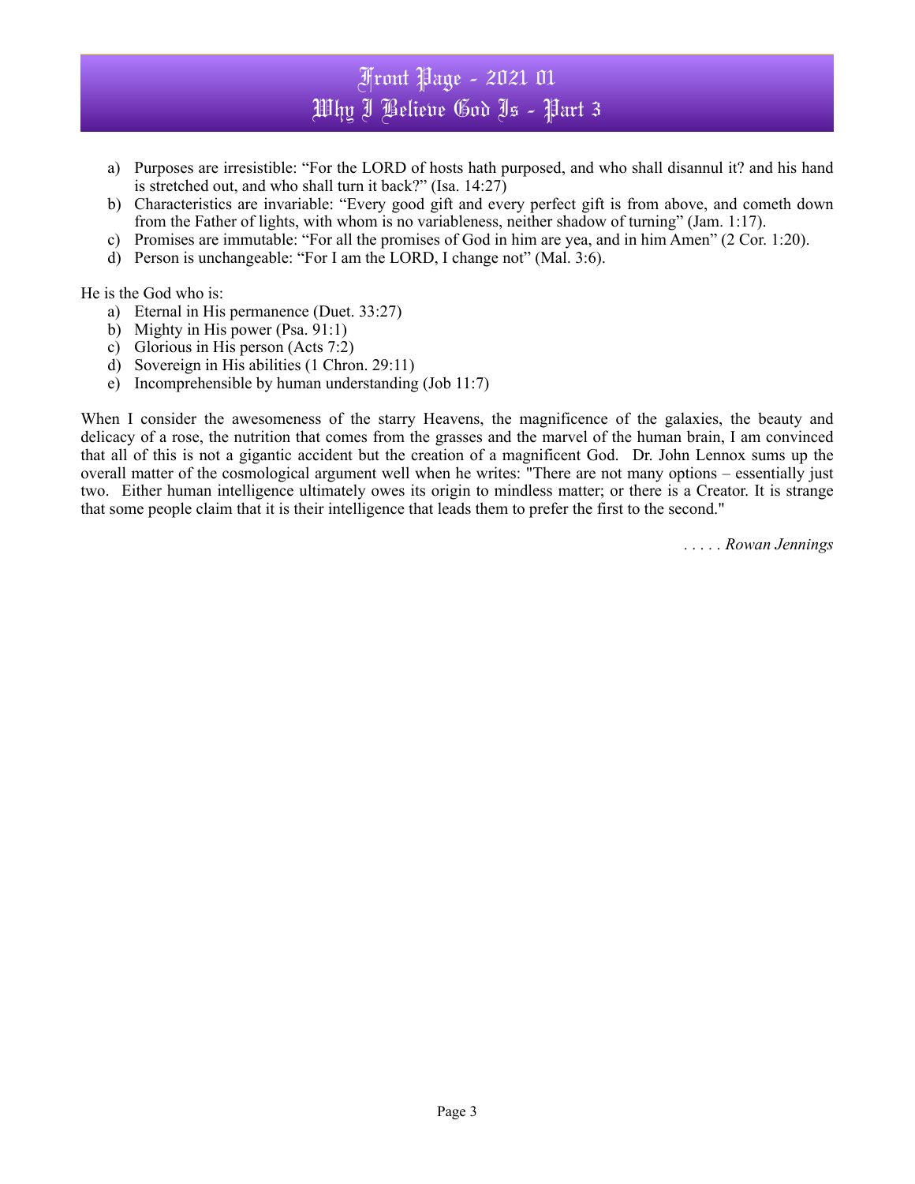a) Purposes are irresistible: “For the LORD of hosts hath purposed, and who shall disannul it? and his hand is stretched out, and who shall turn it back?” (Isa. 14:27)
b) Characteristics are invariable: “Every good gift and every perfect gift is from above, and cometh down from the Father of lights, with whom is no variableness, neither shadow of turning” (Jam. 1:17).
c) Promises are immutable: “For all the promises of God in him are yea, and in him Amen” (2 Cor. 1:20).
d) Person is unchangeable: “For I am the LORD, I change not” (Mal. 3:6).

He is the God who is:

a) Eternal in His permanence (Duet. 33:27)
b) Mighty in His power (Psa. 91:1)
c) Glorious in His person (Acts 7:2)
d) Sovereign in His abilities (1 Chron. 29:11)
e) Incomprehensible by human understanding (Job 11:7)

When I consider the awesomeness of the starry Heavens, the magnificence of the galaxies, the beauty and delicacy of a rose, the nutrition that comes from the grasses and the marvel of the human brain, I am convinced that all of this is not a gigantic accident but the creation of a magnificent God. Dr. John Lennox sums up the overall matter of the cosmological argument well when he writes: "There are not many options – essentially just two. Either human intelligence ultimately owes its origin to mindless matter; or there is a Creator. It is strange that some people claim that it is their intelligence that leads them to prefer the first to the second."

. . . . . *Rowan Jennings*